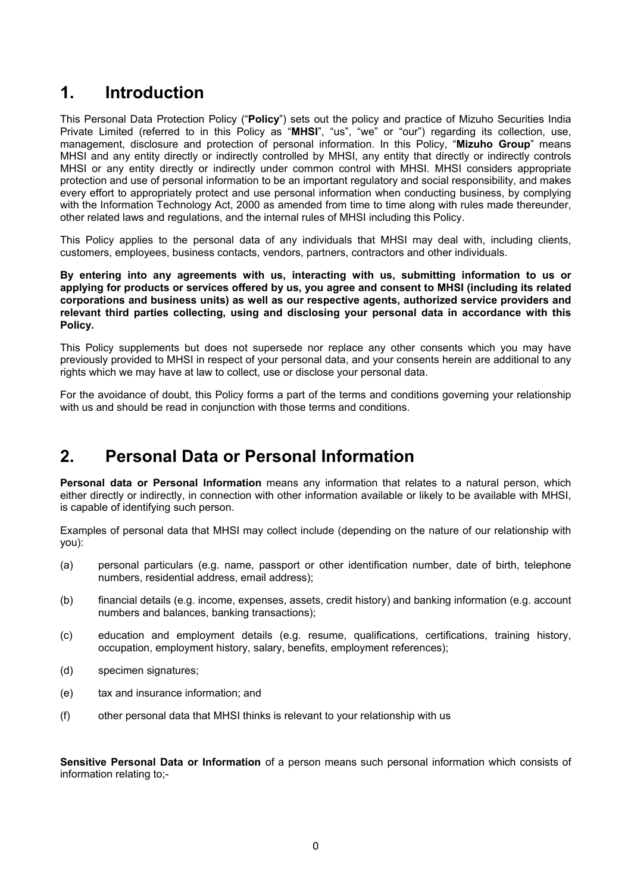## 1. Introduction

This Personal Data Protection Policy ("**Policy**") sets out the policy and practice of Mizuho Securities India Private Limited (referred to in this Policy as "**MHSI**", "us", "we" or "our") regarding its collection, use, management, disclosure and protection of personal information. In this Policy, "**Mizuho Group**" means MHSI and any entity directly or indirectly controlled by MHSI, any entity that directly or indirectly controls MHSI or any entity directly or indirectly under common control with MHSI. MHSI considers appropriate protection and use of personal information to be an important regulatory and social responsibility, and makes every effort to appropriately protect and use personal information when conducting business, by complying with the Information Technology Act, 2000 as amended from time to time along with rules made thereunder, other related laws and regulations, and the internal rules of MHSI including this Policy.

This Policy applies to the personal data of any individuals that MHSI may deal with, including clients, customers, employees, business contacts, vendors, partners, contractors and other individuals.

**By entering into any agreements with us, interacting with us, submitting information to us or applying for products or services offered by us, you agree and consent to MHSI (including its related corporations and business units) as well as our respective agents, authorized service providers and relevant third parties collecting, using and disclosing your personal data in accordance with this Policy.**

This Policy supplements but does not supersede nor replace any other consents which you may have previously provided to MHSI in respect of your personal data, and your consents herein are additional to any rights which we may have at law to collect, use or disclose your personal data.

For the avoidance of doubt, this Policy forms a part of the terms and conditions governing your relationship with us and should be read in conjunction with those terms and conditions.

## 2. Personal Data or Personal Information

**Personal data or Personal Information** means any information that relates to a natural person, which either directly or indirectly, in connection with other information available or likely to be available with MHSI, is capable of identifying such person.

Examples of personal data that MHSI may collect include (depending on the nature of our relationship with you):

(a) personal particulars (e.g. name, passport or other identification number, date of birth, telephone numbers, residential address, email address);

(b) financial details (e.g. income, expenses, assets, credit history) and banking information (e.g. account numbers and balances, banking transactions);

(c) education and employment details (e.g. resume, qualifications, certifications, training history, occupation, employment history, salary, benefits, employment references);

(d) specimen signatures;

(e) tax and insurance information; and

(f) other personal data that MHSI thinks is relevant to your relationship with us

**Sensitive Personal Data or Information** of a person means such personal information which consists of information relating to;-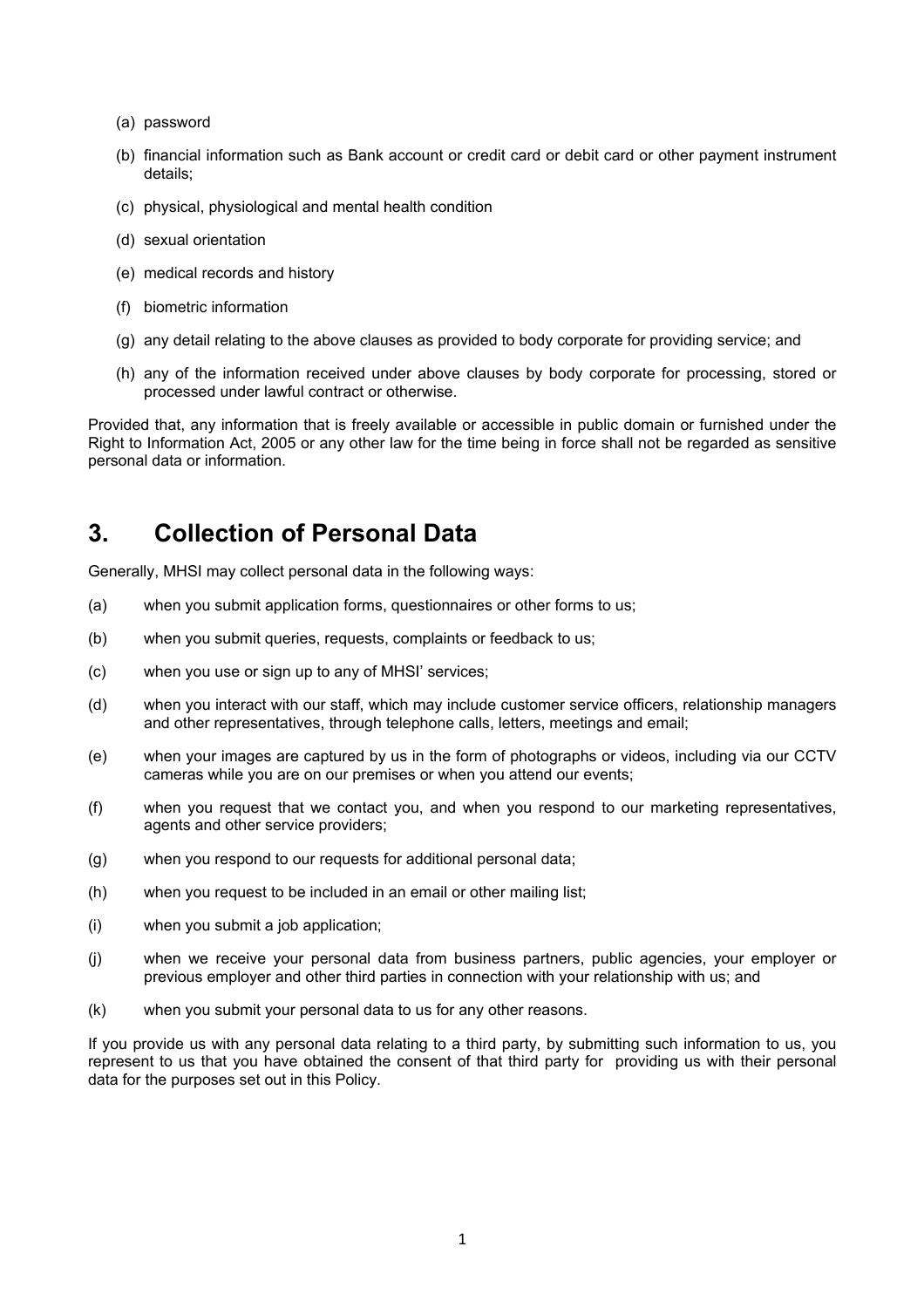(a) password

(b) financial information such as Bank account or credit card or debit card or other payment instrument details;

(c) physical, physiological and mental health condition

(d) sexual orientation

(e) medical records and history

(f) biometric information

(g) any detail relating to the above clauses as provided to body corporate for providing service; and

(h) any of the information received under above clauses by body corporate for processing, stored or processed under lawful contract or otherwise.

Provided that, any information that is freely available or accessible in public domain or furnished under the Right to Information Act, 2005 or any other law for the time being in force shall not be regarded as sensitive personal data or information.

## 3. Collection of Personal Data

Generally, MHSI may collect personal data in the following ways:

(a) when you submit application forms, questionnaires or other forms to us;

(b) when you submit queries, requests, complaints or feedback to us;

(c) when you use or sign up to any of MHSI' services;

(d) when you interact with our staff, which may include customer service officers, relationship managers and other representatives, through telephone calls, letters, meetings and email;

(e) when your images are captured by us in the form of photographs or videos, including via our CCTV cameras while you are on our premises or when you attend our events;

(f) when you request that we contact you, and when you respond to our marketing representatives, agents and other service providers;

(g) when you respond to our requests for additional personal data;

(h) when you request to be included in an email or other mailing list;

(i) when you submit a job application;

(j) when we receive your personal data from business partners, public agencies, your employer or previous employer and other third parties in connection with your relationship with us; and

(k) when you submit your personal data to us for any other reasons.

If you provide us with any personal data relating to a third party, by submitting such information to us, you represent to us that you have obtained the consent of that third party for providing us with their personal data for the purposes set out in this Policy.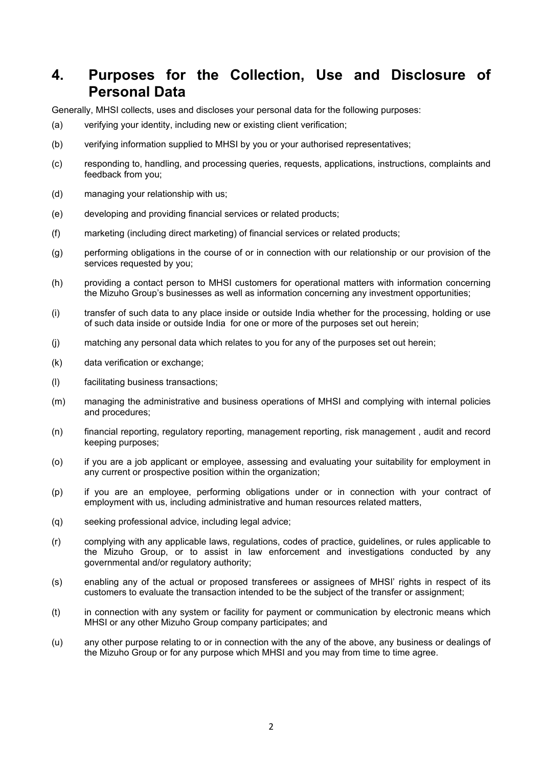## 4. Purposes for the Collection, Use and Disclosure of Personal Data

Generally, MHSI collects, uses and discloses your personal data for the following purposes:

(a) verifying your identity, including new or existing client verification;

(b) verifying information supplied to MHSI by you or your authorised representatives;

(c) responding to, handling, and processing queries, requests, applications, instructions, complaints and feedback from you;

(d) managing your relationship with us;

(e) developing and providing financial services or related products;

(f) marketing (including direct marketing) of financial services or related products;

(g) performing obligations in the course of or in connection with our relationship or our provision of the services requested by you;

(h) providing a contact person to MHSI customers for operational matters with information concerning the Mizuho Group's businesses as well as information concerning any investment opportunities;

(i) transfer of such data to any place inside or outside India whether for the processing, holding or use of such data inside or outside India for one or more of the purposes set out herein;

(j) matching any personal data which relates to you for any of the purposes set out herein;

(k) data verification or exchange;

(l) facilitating business transactions;

(m) managing the administrative and business operations of MHSI and complying with internal policies and procedures;

(n) financial reporting, regulatory reporting, management reporting, risk management , audit and record keeping purposes;

(o) if you are a job applicant or employee, assessing and evaluating your suitability for employment in any current or prospective position within the organization;

(p) if you are an employee, performing obligations under or in connection with your contract of employment with us, including administrative and human resources related matters,

(q) seeking professional advice, including legal advice;

(r) complying with any applicable laws, regulations, codes of practice, guidelines, or rules applicable to the Mizuho Group, or to assist in law enforcement and investigations conducted by any governmental and/or regulatory authority;

(s) enabling any of the actual or proposed transferees or assignees of MHSI' rights in respect of its customers to evaluate the transaction intended to be the subject of the transfer or assignment;

(t) in connection with any system or facility for payment or communication by electronic means which MHSI or any other Mizuho Group company participates; and

(u) any other purpose relating to or in connection with the any of the above, any business or dealings of the Mizuho Group or for any purpose which MHSI and you may from time to time agree.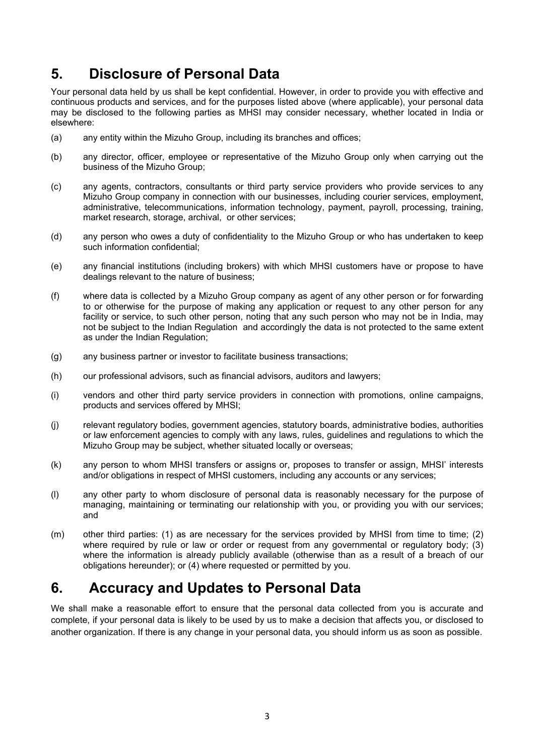## 5. Disclosure of Personal Data

Your personal data held by us shall be kept confidential. However, in order to provide you with effective and continuous products and services, and for the purposes listed above (where applicable), your personal data may be disclosed to the following parties as MHSI may consider necessary, whether located in India or elsewhere:

(a) any entity within the Mizuho Group, including its branches and offices;

(b) any director, officer, employee or representative of the Mizuho Group only when carrying out the business of the Mizuho Group;

(c) any agents, contractors, consultants or third party service providers who provide services to any Mizuho Group company in connection with our businesses, including courier services, employment, administrative, telecommunications, information technology, payment, payroll, processing, training, market research, storage, archival, or other services;

(d) any person who owes a duty of confidentiality to the Mizuho Group or who has undertaken to keep such information confidential;

(e) any financial institutions (including brokers) with which MHSI customers have or propose to have dealings relevant to the nature of business;

(f) where data is collected by a Mizuho Group company as agent of any other person or for forwarding to or otherwise for the purpose of making any application or request to any other person for any facility or service, to such other person, noting that any such person who may not be in India, may not be subject to the Indian Regulation and accordingly the data is not protected to the same extent as under the Indian Regulation;

(g) any business partner or investor to facilitate business transactions;

(h) our professional advisors, such as financial advisors, auditors and lawyers;

(i) vendors and other third party service providers in connection with promotions, online campaigns, products and services offered by MHSI;

(j) relevant regulatory bodies, government agencies, statutory boards, administrative bodies, authorities or law enforcement agencies to comply with any laws, rules, guidelines and regulations to which the Mizuho Group may be subject, whether situated locally or overseas;

(k) any person to whom MHSI transfers or assigns or, proposes to transfer or assign, MHSI' interests and/or obligations in respect of MHSI customers, including any accounts or any services;

(l) any other party to whom disclosure of personal data is reasonably necessary for the purpose of managing, maintaining or terminating our relationship with you, or providing you with our services; and

(m) other third parties: (1) as are necessary for the services provided by MHSI from time to time; (2) where required by rule or law or order or request from any governmental or regulatory body; (3) where the information is already publicly available (otherwise than as a result of a breach of our obligations hereunder); or (4) where requested or permitted by you.

## 6. Accuracy and Updates to Personal Data

We shall make a reasonable effort to ensure that the personal data collected from you is accurate and complete, if your personal data is likely to be used by us to make a decision that affects you, or disclosed to another organization. If there is any change in your personal data, you should inform us as soon as possible.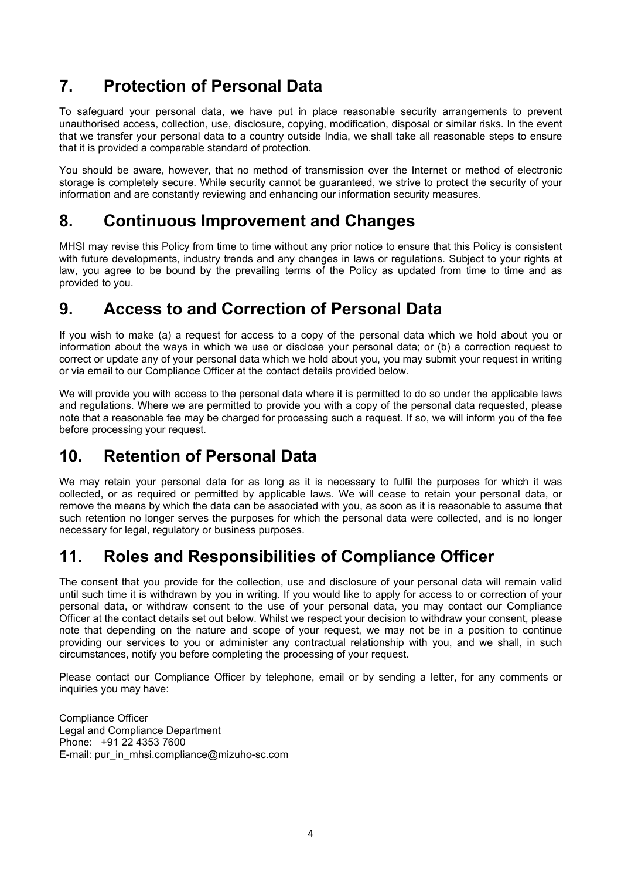## 7. Protection of Personal Data

To safeguard your personal data, we have put in place reasonable security arrangements to prevent unauthorised access, collection, use, disclosure, copying, modification, disposal or similar risks. In the event that we transfer your personal data to a country outside India, we shall take all reasonable steps to ensure that it is provided a comparable standard of protection.

You should be aware, however, that no method of transmission over the Internet or method of electronic storage is completely secure. While security cannot be guaranteed, we strive to protect the security of your information and are constantly reviewing and enhancing our information security measures.

## 8. Continuous Improvement and Changes

MHSI may revise this Policy from time to time without any prior notice to ensure that this Policy is consistent with future developments, industry trends and any changes in laws or regulations. Subject to your rights at law, you agree to be bound by the prevailing terms of the Policy as updated from time to time and as provided to you.

## 9. Access to and Correction of Personal Data

If you wish to make (a) a request for access to a copy of the personal data which we hold about you or information about the ways in which we use or disclose your personal data; or (b) a correction request to correct or update any of your personal data which we hold about you, you may submit your request in writing or via email to our Compliance Officer at the contact details provided below.

We will provide you with access to the personal data where it is permitted to do so under the applicable laws and regulations. Where we are permitted to provide you with a copy of the personal data requested, please note that a reasonable fee may be charged for processing such a request. If so, we will inform you of the fee before processing your request.

## 10. Retention of Personal Data

We may retain your personal data for as long as it is necessary to fulfil the purposes for which it was collected, or as required or permitted by applicable laws. We will cease to retain your personal data, or remove the means by which the data can be associated with you, as soon as it is reasonable to assume that such retention no longer serves the purposes for which the personal data were collected, and is no longer necessary for legal, regulatory or business purposes.

## 11. Roles and Responsibilities of Compliance Officer

The consent that you provide for the collection, use and disclosure of your personal data will remain valid until such time it is withdrawn by you in writing. If you would like to apply for access to or correction of your personal data, or withdraw consent to the use of your personal data, you may contact our Compliance Officer at the contact details set out below. Whilst we respect your decision to withdraw your consent, please note that depending on the nature and scope of your request, we may not be in a position to continue providing our services to you or administer any contractual relationship with you, and we shall, in such circumstances, notify you before completing the processing of your request.

Please contact our Compliance Officer by telephone, email or by sending a letter, for any comments or inquiries you may have:

Compliance Officer
Legal and Compliance Department
Phone: +91 22 4353 7600
E-mail: pur_in_mhsi.compliance@mizuho-sc.com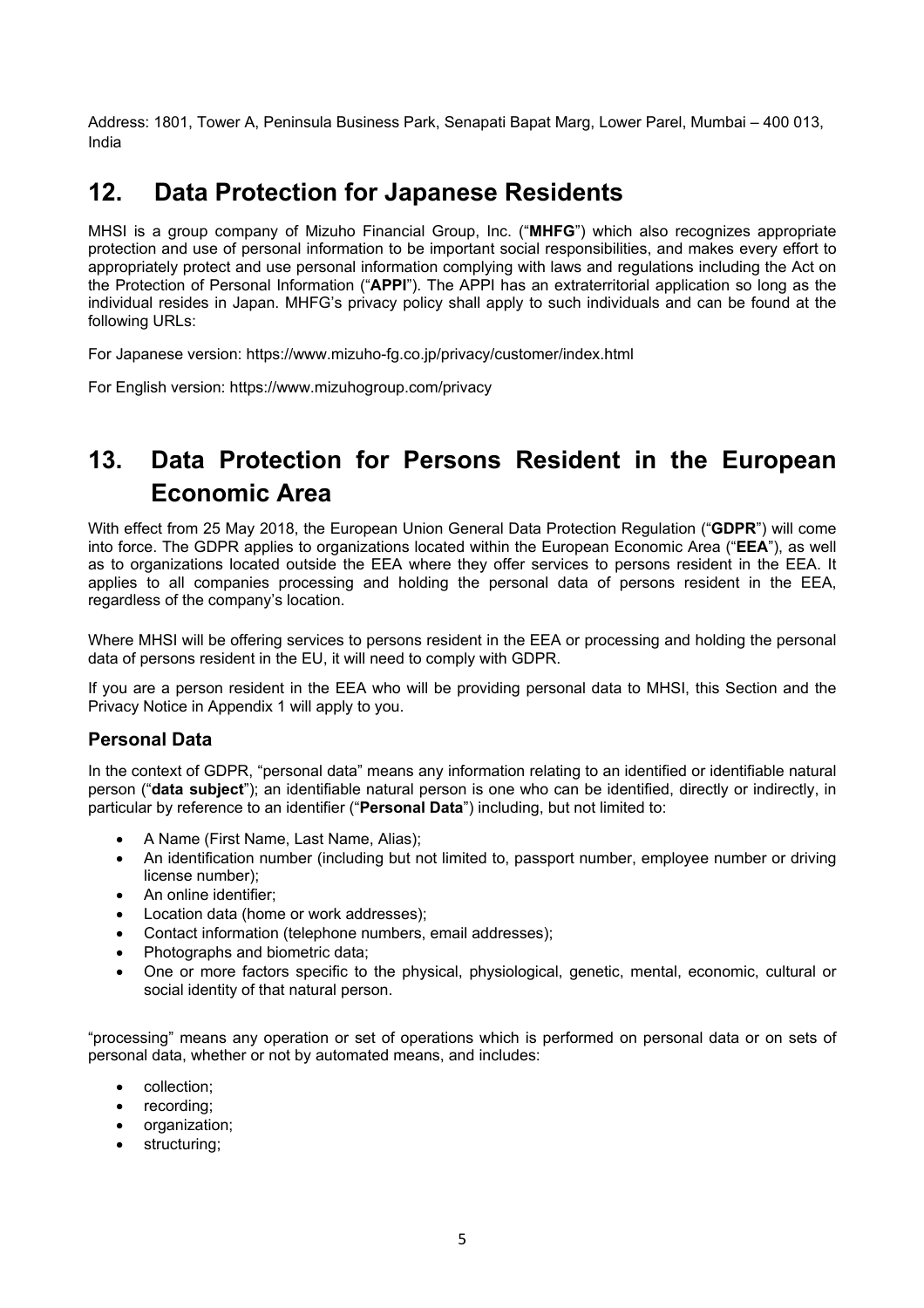Address: 1801, Tower A, Peninsula Business Park, Senapati Bapat Marg, Lower Parel, Mumbai – 400 013, India

## 12. Data Protection for Japanese Residents

MHSI is a group company of Mizuho Financial Group, Inc. ("**MHFG**") which also recognizes appropriate protection and use of personal information to be important social responsibilities, and makes every effort to appropriately protect and use personal information complying with laws and regulations including the Act on the Protection of Personal Information ("**APPI**"). The APPI has an extraterritorial application so long as the individual resides in Japan. MHFG's privacy policy shall apply to such individuals and can be found at the following URLs:

For Japanese version: https://www.mizuho-fg.co.jp/privacy/customer/index.html

For English version: https://www.mizuhogroup.com/privacy

## 13. Data Protection for Persons Resident in the European Economic Area

With effect from 25 May 2018, the European Union General Data Protection Regulation ("**GDPR**") will come into force. The GDPR applies to organizations located within the European Economic Area ("**EEA**"), as well as to organizations located outside the EEA where they offer services to persons resident in the EEA. It applies to all companies processing and holding the personal data of persons resident in the EEA, regardless of the company's location.

Where MHSI will be offering services to persons resident in the EEA or processing and holding the personal data of persons resident in the EU, it will need to comply with GDPR.

If you are a person resident in the EEA who will be providing personal data to MHSI, this Section and the Privacy Notice in Appendix 1 will apply to you.

### Personal Data

In the context of GDPR, "personal data" means any information relating to an identified or identifiable natural person ("**data subject**"); an identifiable natural person is one who can be identified, directly or indirectly, in particular by reference to an identifier ("**Personal Data**") including, but not limited to:

- A Name (First Name, Last Name, Alias);
- An identification number (including but not limited to, passport number, employee number or driving license number);
- An online identifier;
- Location data (home or work addresses);
- Contact information (telephone numbers, email addresses);
- Photographs and biometric data;
- One or more factors specific to the physical, physiological, genetic, mental, economic, cultural or social identity of that natural person.

"processing" means any operation or set of operations which is performed on personal data or on sets of personal data, whether or not by automated means, and includes:

- collection;
- recording;
- organization;
- structuring;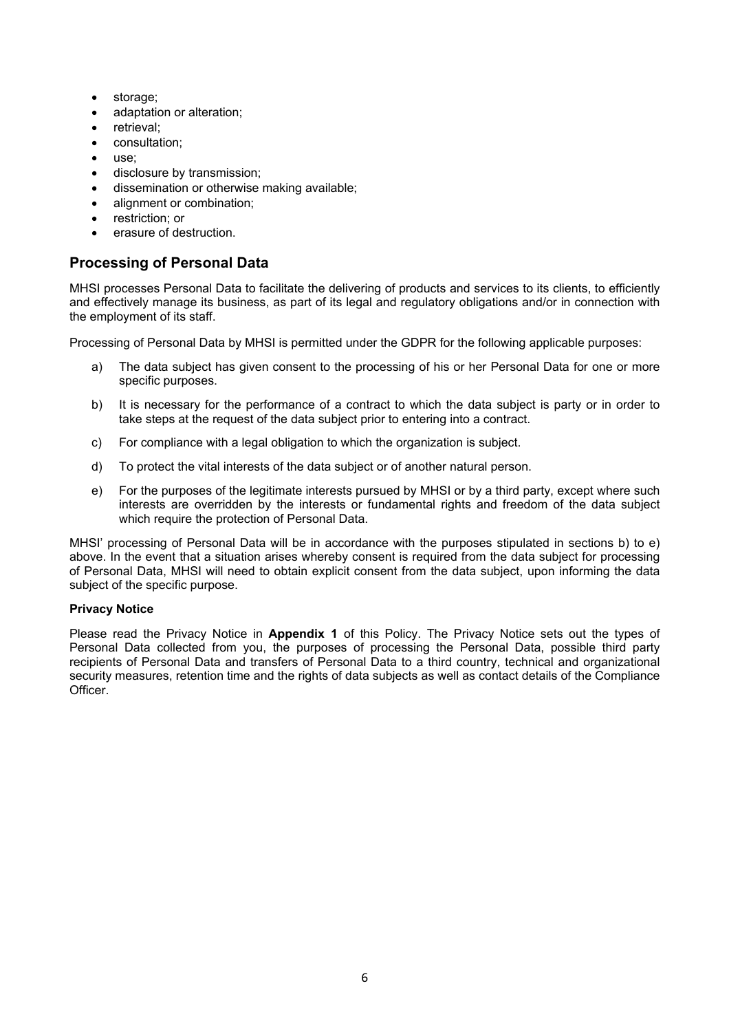- storage;
- adaptation or alteration;
- retrieval;
- consultation;
- use;
- disclosure by transmission;
- dissemination or otherwise making available;
- alignment or combination;
- restriction; or
- erasure of destruction.

## Processing of Personal Data

MHSI processes Personal Data to facilitate the delivering of products and services to its clients, to efficiently and effectively manage its business, as part of its legal and regulatory obligations and/or in connection with the employment of its staff.

Processing of Personal Data by MHSI is permitted under the GDPR for the following applicable purposes:

a) The data subject has given consent to the processing of his or her Personal Data for one or more specific purposes.

b) It is necessary for the performance of a contract to which the data subject is party or in order to take steps at the request of the data subject prior to entering into a contract.

c) For compliance with a legal obligation to which the organization is subject.

d) To protect the vital interests of the data subject or of another natural person.

e) For the purposes of the legitimate interests pursued by MHSI or by a third party, except where such interests are overridden by the interests or fundamental rights and freedom of the data subject which require the protection of Personal Data.

MHSI' processing of Personal Data will be in accordance with the purposes stipulated in sections b) to e) above. In the event that a situation arises whereby consent is required from the data subject for processing of Personal Data, MHSI will need to obtain explicit consent from the data subject, upon informing the data subject of the specific purpose.

**Privacy Notice**

Please read the Privacy Notice in **Appendix 1** of this Policy. The Privacy Notice sets out the types of Personal Data collected from you, the purposes of processing the Personal Data, possible third party recipients of Personal Data and transfers of Personal Data to a third country, technical and organizational security measures, retention time and the rights of data subjects as well as contact details of the Compliance Officer.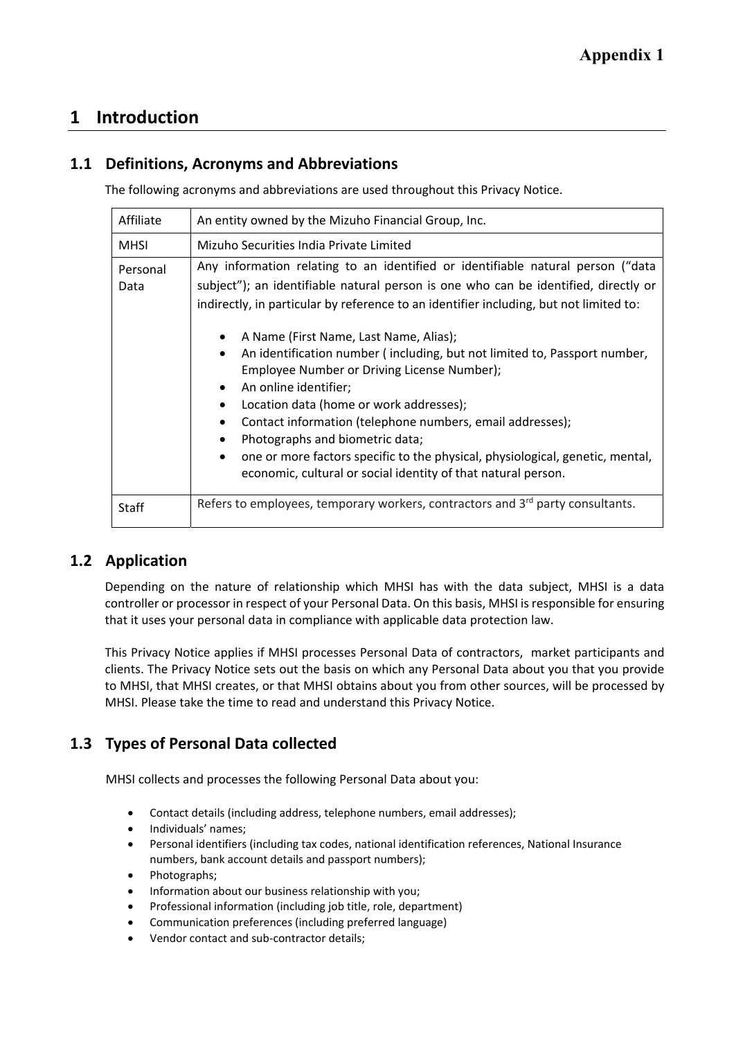**Appendix 1**

# 1 Introduction

## 1.1 Definitions, Acronyms and Abbreviations

The following acronyms and abbreviations are used throughout this Privacy Notice.

| | |
|---|---|
| Affiliate | An entity owned by the Mizuho Financial Group, Inc. |
| MHSI | Mizuho Securities India Private Limited |
| Personal Data | Any information relating to an identified or identifiable natural person ("data subject"); an identifiable natural person is one who can be identified, directly or indirectly, in particular by reference to an identifier including, but not limited to:<br><br>• A Name (First Name, Last Name, Alias);<br>• An identification number ( including, but not limited to, Passport number, Employee Number or Driving License Number);<br>• An online identifier;<br>• Location data (home or work addresses);<br>• Contact information (telephone numbers, email addresses);<br>• Photographs and biometric data;<br>• one or more factors specific to the physical, physiological, genetic, mental, economic, cultural or social identity of that natural person. |
| Staff | Refers to employees, temporary workers, contractors and 3rd party consultants. |

## 1.2 Application

Depending on the nature of relationship which MHSI has with the data subject, MHSI is a data controller or processor in respect of your Personal Data. On this basis, MHSI is responsible for ensuring that it uses your personal data in compliance with applicable data protection law.

This Privacy Notice applies if MHSI processes Personal Data of contractors, market participants and clients. The Privacy Notice sets out the basis on which any Personal Data about you that you provide to MHSI, that MHSI creates, or that MHSI obtains about you from other sources, will be processed by MHSI. Please take the time to read and understand this Privacy Notice.

## 1.3 Types of Personal Data collected

MHSI collects and processes the following Personal Data about you:

- Contact details (including address, telephone numbers, email addresses);
- Individuals' names;
- Personal identifiers (including tax codes, national identification references, National Insurance numbers, bank account details and passport numbers);
- Photographs;
- Information about our business relationship with you;
- Professional information (including job title, role, department)
- Communication preferences (including preferred language)
- Vendor contact and sub-contractor details;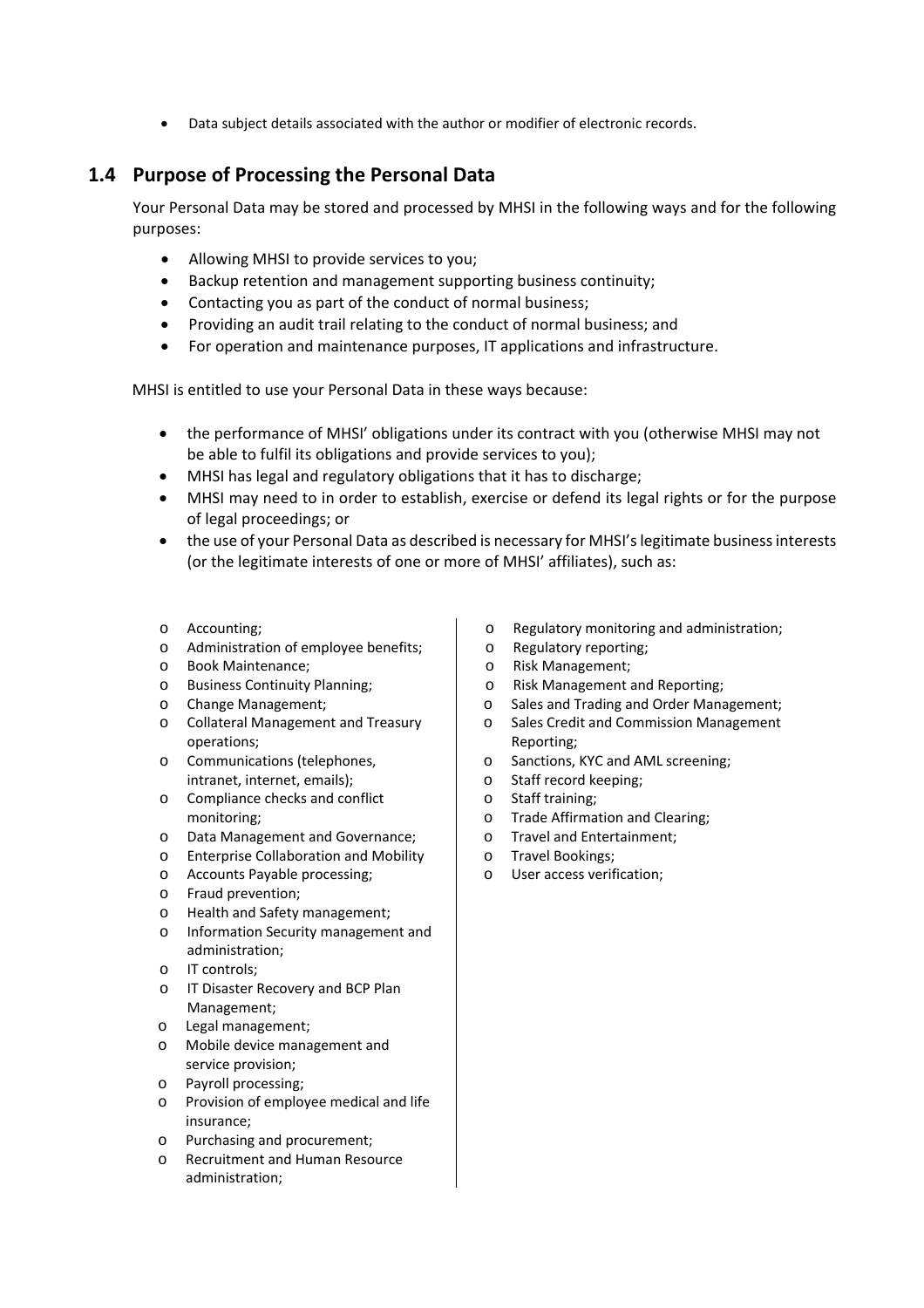- Data subject details associated with the author or modifier of electronic records.

## 1.4 Purpose of Processing the Personal Data

Your Personal Data may be stored and processed by MHSI in the following ways and for the following purposes:

- Allowing MHSI to provide services to you;
- Backup retention and management supporting business continuity;
- Contacting you as part of the conduct of normal business;
- Providing an audit trail relating to the conduct of normal business; and
- For operation and maintenance purposes, IT applications and infrastructure.

MHSI is entitled to use your Personal Data in these ways because:

- the performance of MHSI' obligations under its contract with you (otherwise MHSI may not be able to fulfil its obligations and provide services to you);
- MHSI has legal and regulatory obligations that it has to discharge;
- MHSI may need to in order to establish, exercise or defend its legal rights or for the purpose of legal proceedings; or
- the use of your Personal Data as described is necessary for MHSI's legitimate business interests (or the legitimate interests of one or more of MHSI' affiliates), such as:
  - Accounting;
  - Administration of employee benefits;
  - Book Maintenance;
  - Business Continuity Planning;
  - Change Management;
  - Collateral Management and Treasury operations;
  - Communications (telephones, intranet, internet, emails);
  - Compliance checks and conflict monitoring;
  - Data Management and Governance;
  - Enterprise Collaboration and Mobility
  - Accounts Payable processing;
  - Fraud prevention;
  - Health and Safety management;
  - Information Security management and administration;
  - IT controls;
  - IT Disaster Recovery and BCP Plan Management;
  - Legal management;
  - Mobile device management and service provision;
  - Payroll processing;
  - Provision of employee medical and life insurance;
  - Purchasing and procurement;
  - Recruitment and Human Resource administration;
  - Regulatory monitoring and administration;
  - Regulatory reporting;
  - Risk Management;
  - Risk Management and Reporting;
  - Sales and Trading and Order Management;
  - Sales Credit and Commission Management Reporting;
  - Sanctions, KYC and AML screening;
  - Staff record keeping;
  - Staff training;
  - Trade Affirmation and Clearing;
  - Travel and Entertainment;
  - Travel Bookings;
  - User access verification;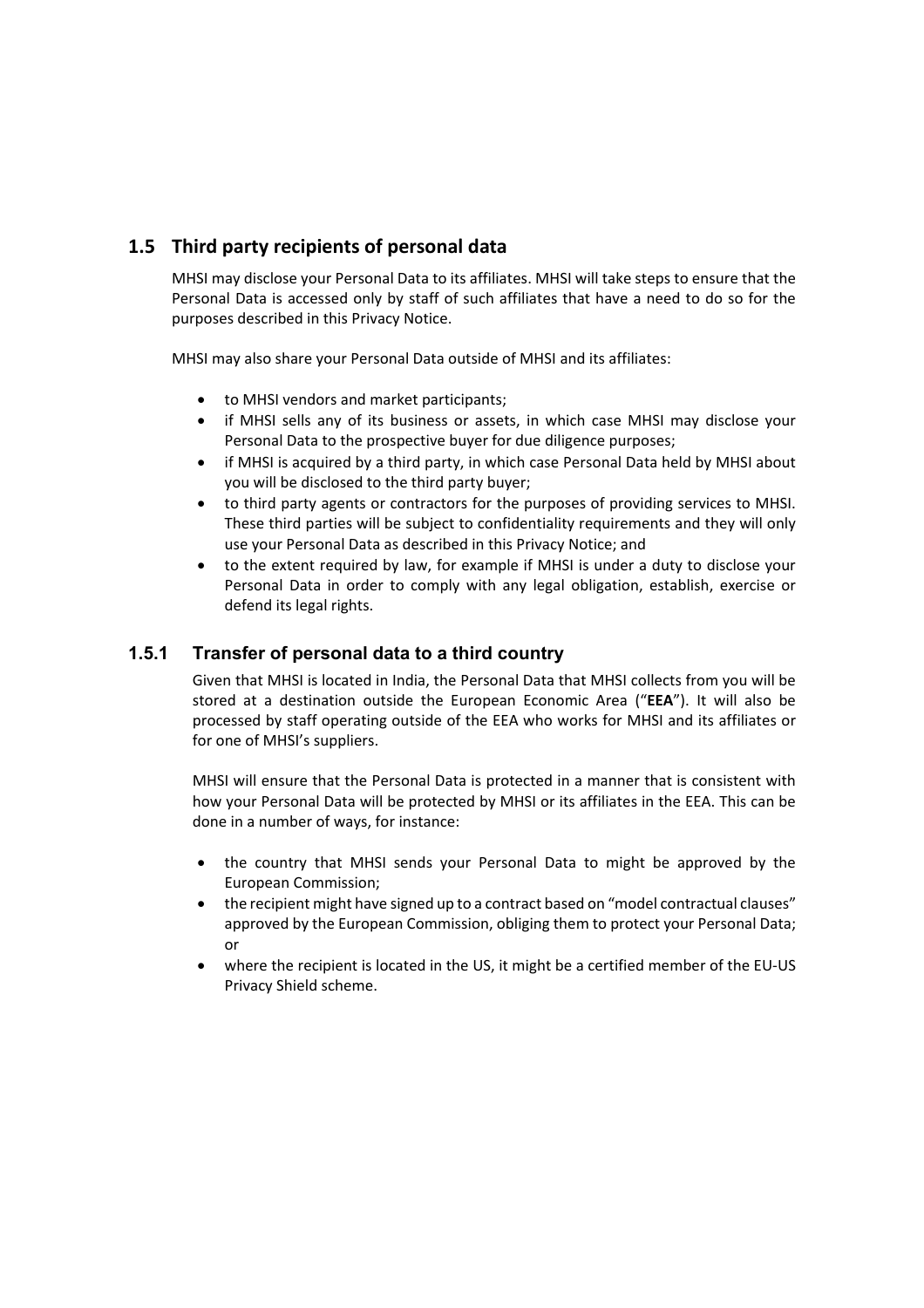## 1.5 Third party recipients of personal data

MHSI may disclose your Personal Data to its affiliates. MHSI will take steps to ensure that the Personal Data is accessed only by staff of such affiliates that have a need to do so for the purposes described in this Privacy Notice.

MHSI may also share your Personal Data outside of MHSI and its affiliates:

- to MHSI vendors and market participants;
- if MHSI sells any of its business or assets, in which case MHSI may disclose your Personal Data to the prospective buyer for due diligence purposes;
- if MHSI is acquired by a third party, in which case Personal Data held by MHSI about you will be disclosed to the third party buyer;
- to third party agents or contractors for the purposes of providing services to MHSI. These third parties will be subject to confidentiality requirements and they will only use your Personal Data as described in this Privacy Notice; and
- to the extent required by law, for example if MHSI is under a duty to disclose your Personal Data in order to comply with any legal obligation, establish, exercise or defend its legal rights.

### 1.5.1 Transfer of personal data to a third country

Given that MHSI is located in India, the Personal Data that MHSI collects from you will be stored at a destination outside the European Economic Area ("**EEA**"). It will also be processed by staff operating outside of the EEA who works for MHSI and its affiliates or for one of MHSI's suppliers.

MHSI will ensure that the Personal Data is protected in a manner that is consistent with how your Personal Data will be protected by MHSI or its affiliates in the EEA. This can be done in a number of ways, for instance:

- the country that MHSI sends your Personal Data to might be approved by the European Commission;
- the recipient might have signed up to a contract based on "model contractual clauses" approved by the European Commission, obliging them to protect your Personal Data; or
- where the recipient is located in the US, it might be a certified member of the EU-US Privacy Shield scheme.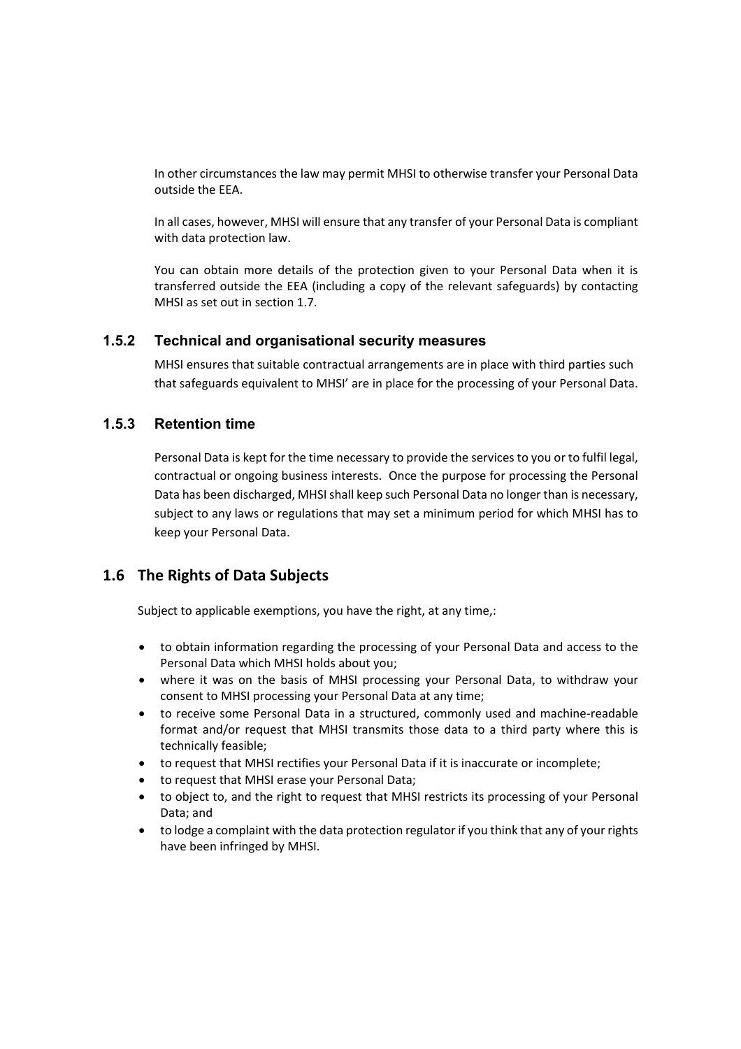In other circumstances the law may permit MHSI to otherwise transfer your Personal Data outside the EEA.

In all cases, however, MHSI will ensure that any transfer of your Personal Data is compliant with data protection law.

You can obtain more details of the protection given to your Personal Data when it is transferred outside the EEA (including a copy of the relevant safeguards) by contacting MHSI as set out in section 1.7.

### 1.5.2 Technical and organisational security measures

MHSI ensures that suitable contractual arrangements are in place with third parties such that safeguards equivalent to MHSI' are in place for the processing of your Personal Data.

### 1.5.3 Retention time

Personal Data is kept for the time necessary to provide the services to you or to fulfil legal, contractual or ongoing business interests. Once the purpose for processing the Personal Data has been discharged, MHSI shall keep such Personal Data no longer than is necessary, subject to any laws or regulations that may set a minimum period for which MHSI has to keep your Personal Data.

## 1.6 The Rights of Data Subjects

Subject to applicable exemptions, you have the right, at any time,:

- to obtain information regarding the processing of your Personal Data and access to the Personal Data which MHSI holds about you;
- where it was on the basis of MHSI processing your Personal Data, to withdraw your consent to MHSI processing your Personal Data at any time;
- to receive some Personal Data in a structured, commonly used and machine-readable format and/or request that MHSI transmits those data to a third party where this is technically feasible;
- to request that MHSI rectifies your Personal Data if it is inaccurate or incomplete;
- to request that MHSI erase your Personal Data;
- to object to, and the right to request that MHSI restricts its processing of your Personal Data; and
- to lodge a complaint with the data protection regulator if you think that any of your rights have been infringed by MHSI.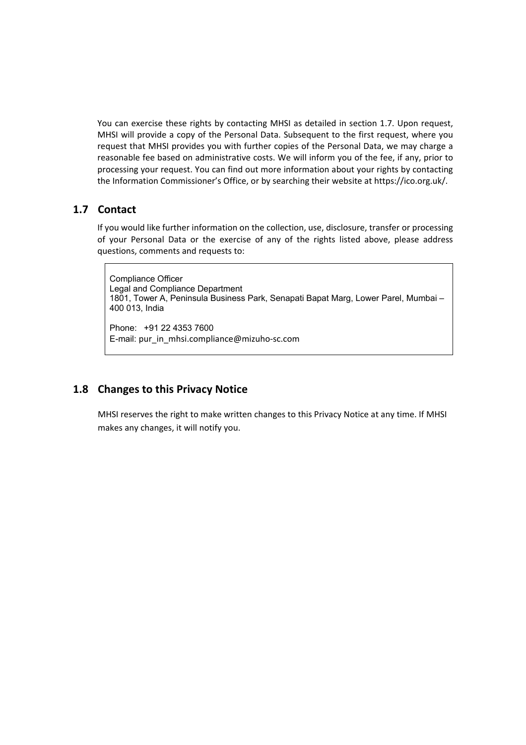You can exercise these rights by contacting MHSI as detailed in section 1.7. Upon request, MHSI will provide a copy of the Personal Data. Subsequent to the first request, where you request that MHSI provides you with further copies of the Personal Data, we may charge a reasonable fee based on administrative costs. We will inform you of the fee, if any, prior to processing your request. You can find out more information about your rights by contacting the Information Commissioner's Office, or by searching their website at https://ico.org.uk/.

## 1.7 Contact

If you would like further information on the collection, use, disclosure, transfer or processing of your Personal Data or the exercise of any of the rights listed above, please address questions, comments and requests to:

> Compliance Officer
> Legal and Compliance Department
> 1801, Tower A, Peninsula Business Park, Senapati Bapat Marg, Lower Parel, Mumbai – 400 013, India
>
> Phone: +91 22 4353 7600
> E-mail: pur_in_mhsi.compliance@mizuho-sc.com

## 1.8 Changes to this Privacy Notice

MHSI reserves the right to make written changes to this Privacy Notice at any time. If MHSI makes any changes, it will notify you.